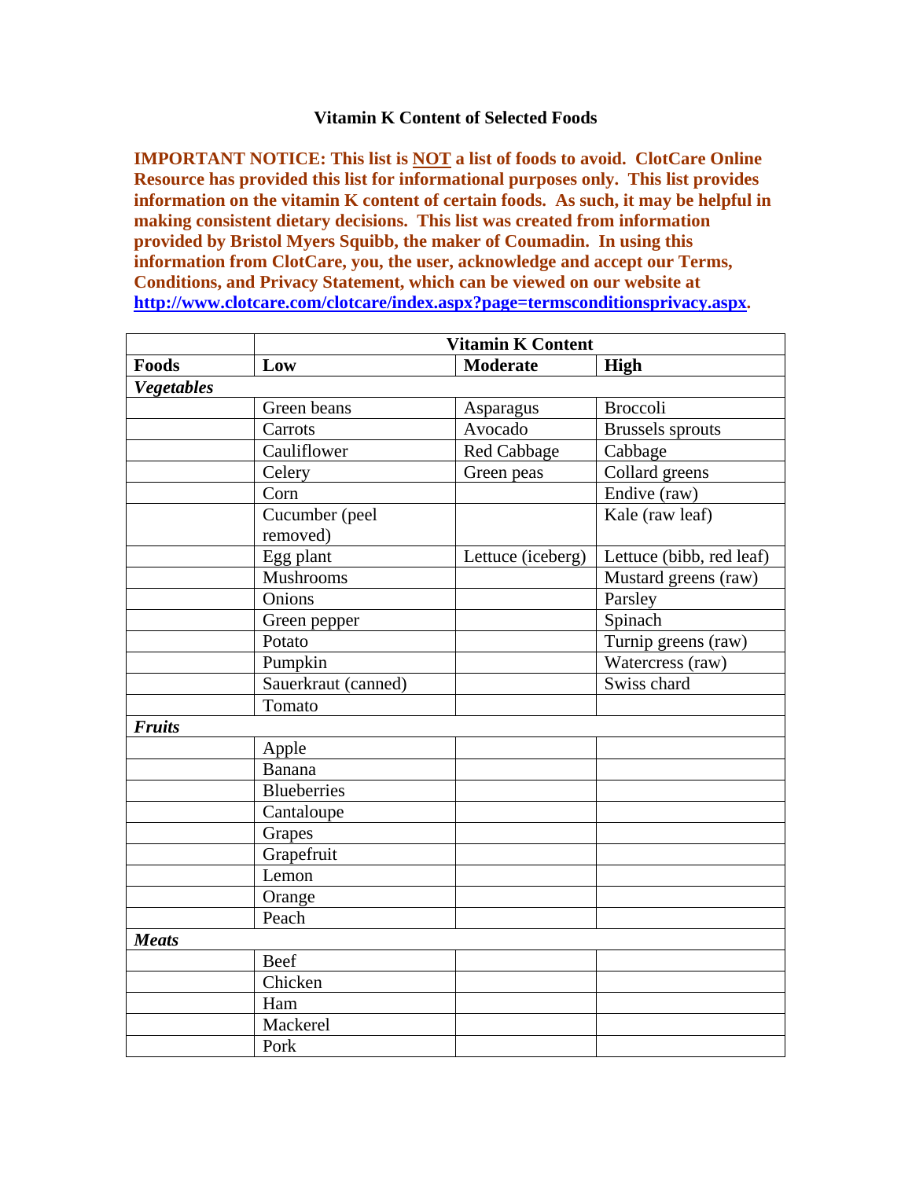# Vitamin K Content of Selected Foods

**IMPORTANT NOTICE: This list is NOT a list of foods to avoid. ClotCare Online Resource has provided this list for informational purposes only. This list provides information on the vitamin K content of certain foods. As such, it may be helpful in making consistent dietary decisions. This list was created from information provided by Bristol Myers Squibb, the maker of Coumadin. In using this information from ClotCare, you, the user, acknowledge and accept our Terms, Conditions, and Privacy Statement, which can be viewed on our website at [http://www.clotcare.com/clotcare/index.aspx?page=termsconditionsprivacy.aspx](http://www.clotcare.com/clotcare/index.aspx?page=termsconditionsprivacy.aspx).**

| | **Vitamin K Content** | | |
|---|---|---|---|
| **Foods** | **Low** | **Moderate** | **High** |
| ***Vegetables*** | | | |
| | Green beans | Asparagus | Broccoli |
| | Carrots | Avocado | Brussels sprouts |
| | Cauliflower | Red Cabbage | Cabbage |
| | Celery | Green peas | Collard greens |
| | Corn | | Endive (raw) |
| | Cucumber (peel removed) | | Kale (raw leaf) |
| | Egg plant | Lettuce (iceberg) | Lettuce (bibb, red leaf) |
| | Mushrooms | | Mustard greens (raw) |
| | Onions | | Parsley |
| | Green pepper | | Spinach |
| | Potato | | Turnip greens (raw) |
| | Pumpkin | | Watercress (raw) |
| | Sauerkraut (canned) | | Swiss chard |
| | Tomato | | |
| ***Fruits*** | | | |
| | Apple | | |
| | Banana | | |
| | Blueberries | | |
| | Cantaloupe | | |
| | Grapes | | |
| | Grapefruit | | |
| | Lemon | | |
| | Orange | | |
| | Peach | | |
| ***Meats*** | | | |
| | Beef | | |
| | Chicken | | |
| | Ham | | |
| | Mackerel | | |
| | Pork | | |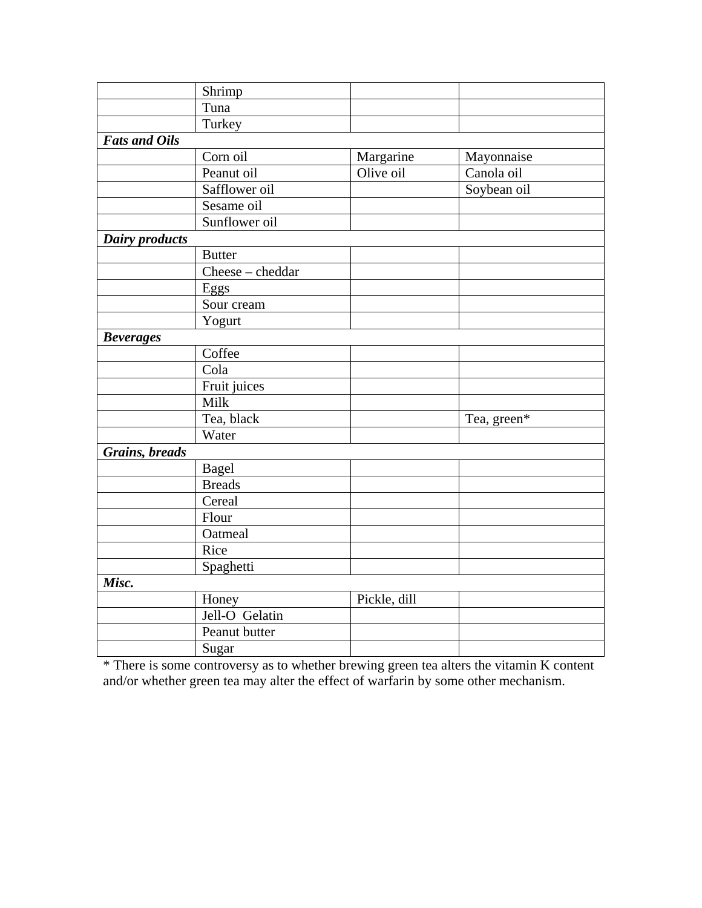| | | | |
|---|---|---|---|
| | Shrimp | | |
| | Tuna | | |
| | Turkey | | |
| ***Fats and Oils*** | | | |
| | Corn oil | Margarine | Mayonnaise |
| | Peanut oil | Olive oil | Canola oil |
| | Safflower oil | | Soybean oil |
| | Sesame oil | | |
| | Sunflower oil | | |
| ***Dairy products*** | | | |
| | Butter | | |
| | Cheese – cheddar | | |
| | Eggs | | |
| | Sour cream | | |
| | Yogurt | | |
| ***Beverages*** | | | |
| | Coffee | | |
| | Cola | | |
| | Fruit juices | | |
| | Milk | | |
| | Tea, black | | Tea, green* |
| | Water | | |
| ***Grains, breads*** | | | |
| | Bagel | | |
| | Breads | | |
| | Cereal | | |
| | Flour | | |
| | Oatmeal | | |
| | Rice | | |
| | Spaghetti | | |
| ***Misc.*** | | | |
| | Honey | Pickle, dill | |
| | Jell-O Gelatin | | |
| | Peanut butter | | |
| | Sugar | | |

* There is some controversy as to whether brewing green tea alters the vitamin K content and/or whether green tea may alter the effect of warfarin by some other mechanism.